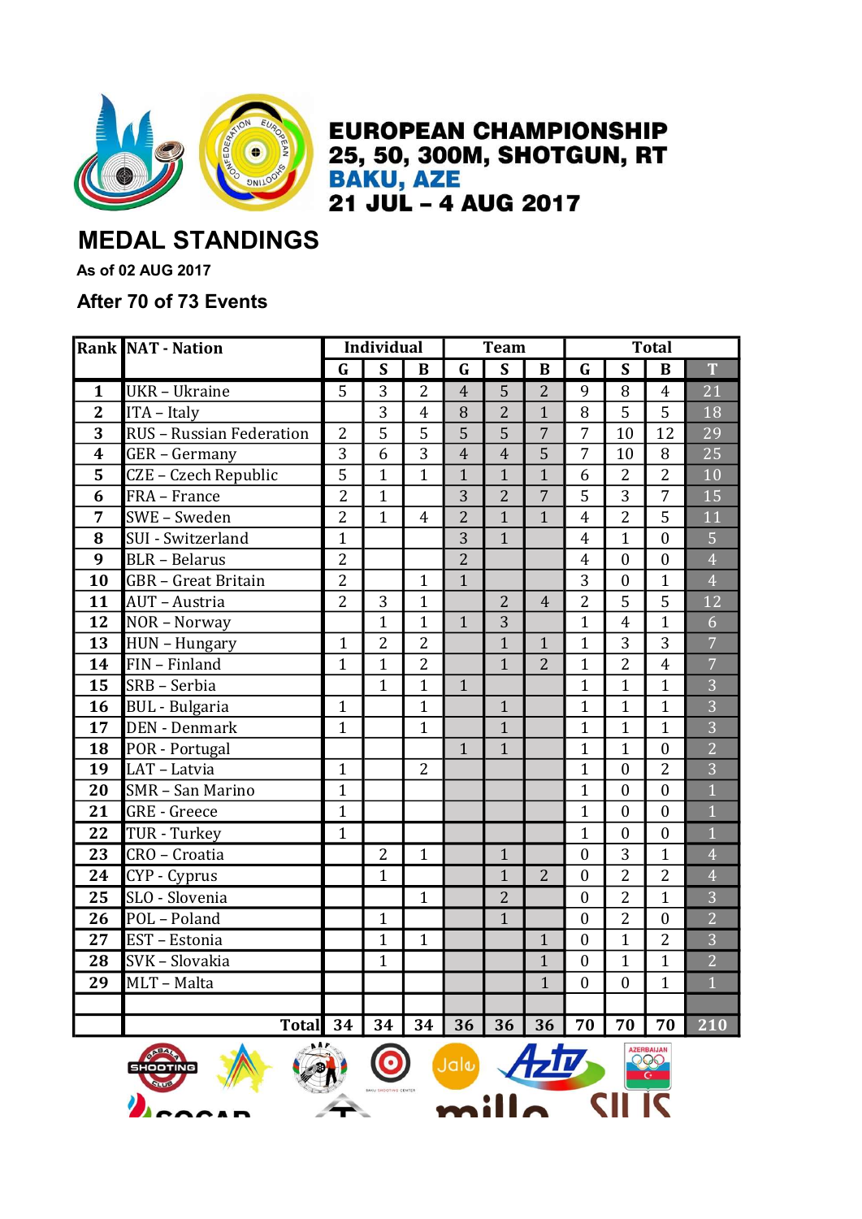# EUROPEAN CHAMPIONSHIP
## 25, 50, 300M, SHOTGUN, RT
## BAKU, AZE
## 21 JUL – 4 AUG 2017

# MEDAL STANDINGS

**As of 02 AUG 2017**

**After 70 of 73 Events**

| Rank | NAT - Nation | Individual | | | Team | | | Total | | | |
|---|---|---|---|---|---|---|---|---|---|---|---|
| | | G | S | B | G | S | B | G | S | B | T |
| 1 | UKR – Ukraine | 5 | 3 | 2 | 4 | 5 | 2 | 9 | 8 | 4 | 21 |
| 2 | ITA – Italy | | 3 | 4 | 8 | 2 | 1 | 8 | 5 | 5 | 18 |
| 3 | RUS – Russian Federation | 2 | 5 | 5 | 5 | 5 | 7 | 7 | 10 | 12 | 29 |
| 4 | GER – Germany | 3 | 6 | 3 | 4 | 4 | 5 | 7 | 10 | 8 | 25 |
| 5 | CZE – Czech Republic | 5 | 1 | 1 | 1 | 1 | 1 | 6 | 2 | 2 | 10 |
| 6 | FRA – France | 2 | 1 | | 3 | 2 | 7 | 5 | 3 | 7 | 15 |
| 7 | SWE – Sweden | 2 | 1 | 4 | 2 | 1 | 1 | 4 | 2 | 5 | 11 |
| 8 | SUI - Switzerland | 1 | | | 3 | 1 | | 4 | 1 | 0 | 5 |
| 9 | BLR – Belarus | 2 | | | 2 | | | 4 | 0 | 0 | 4 |
| 10 | GBR – Great Britain | 2 | | 1 | 1 | | | 3 | 0 | 1 | 4 |
| 11 | AUT – Austria | 2 | 3 | 1 | | 2 | 4 | 2 | 5 | 5 | 12 |
| 12 | NOR – Norway | | 1 | 1 | 1 | 3 | | 1 | 4 | 1 | 6 |
| 13 | HUN – Hungary | 1 | 2 | 2 | | 1 | 1 | 1 | 3 | 3 | 7 |
| 14 | FIN – Finland | 1 | 1 | 2 | | 1 | 2 | 1 | 2 | 4 | 7 |
| 15 | SRB – Serbia | | 1 | 1 | 1 | | | 1 | 1 | 1 | 3 |
| 16 | BUL - Bulgaria | 1 | | 1 | | 1 | | 1 | 1 | 1 | 3 |
| 17 | DEN - Denmark | 1 | | 1 | | 1 | | 1 | 1 | 1 | 3 |
| 18 | POR - Portugal | | | | 1 | 1 | | 1 | 1 | 0 | 2 |
| 19 | LAT – Latvia | 1 | | 2 | | | | 1 | 0 | 2 | 3 |
| 20 | SMR – San Marino | 1 | | | | | | 1 | 0 | 0 | 1 |
| 21 | GRE - Greece | 1 | | | | | | 1 | 0 | 0 | 1 |
| 22 | TUR - Turkey | 1 | | | | | | 1 | 0 | 0 | 1 |
| 23 | CRO – Croatia | | 2 | 1 | | 1 | | 0 | 3 | 1 | 4 |
| 24 | CYP - Cyprus | | 1 | | | 1 | 2 | 0 | 2 | 2 | 4 |
| 25 | SLO - Slovenia | | | 1 | | 2 | | 0 | 2 | 1 | 3 |
| 26 | POL – Poland | | 1 | | | 1 | | 0 | 2 | 0 | 2 |
| 27 | EST – Estonia | | 1 | 1 | | | 1 | 0 | 1 | 2 | 3 |
| 28 | SVK – Slovakia | | 1 | | | | 1 | 0 | 1 | 1 | 2 |
| 29 | MLT – Malta | | | | | | 1 | 0 | 0 | 1 | 1 |
| | | | | | | | | | | | |
| | Total | 34 | 34 | 34 | 36 | 36 | 36 | 70 | 70 | 70 | 210 |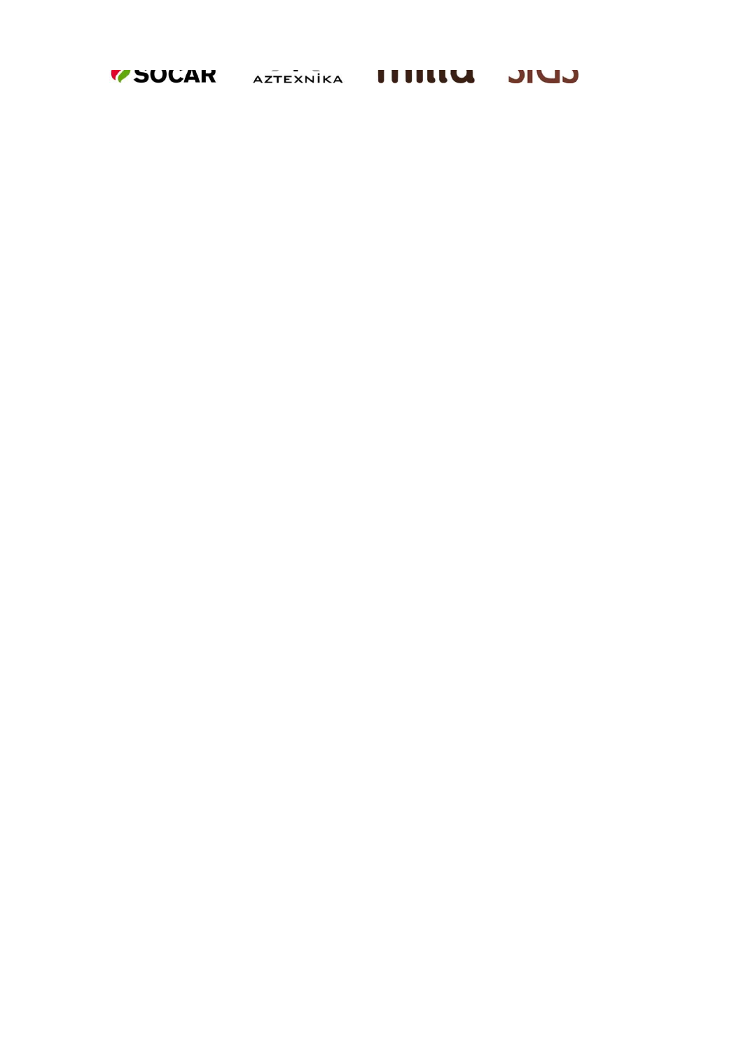SOCAR

AZTEXNIKA